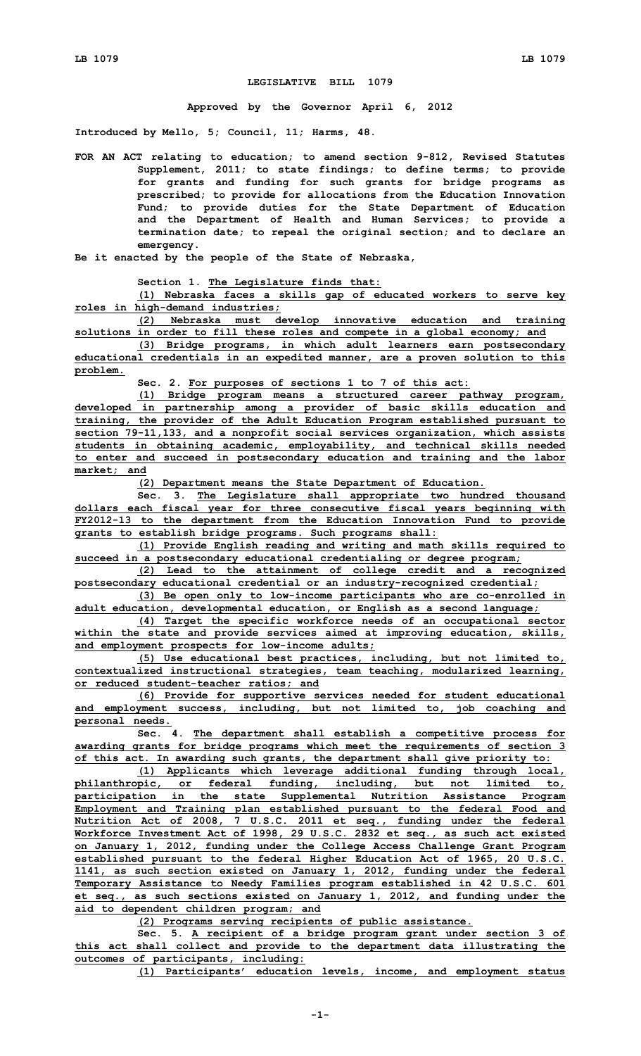# LEGISLATIVE BILL 1079

**Approved by the Governor April 6, 2012**

**Introduced by Mello, 5; Council, 11; Harms, 48.**

**FOR AN ACT relating to education; to amend section 9-812, Revised Statutes Supplement, 2011; to state findings; to define terms; to provide for grants and funding for such grants for bridge programs as prescribed; to provide for allocations from the Education Innovation Fund; to provide duties for the State Department of Education and the Department of Health and Human Services; to provide a termination date; to repeal the original section; and to declare an emergency.**

**Be it enacted by the people of the State of Nebraska,**

**Section 1. The Legislature finds that:**

**(1) Nebraska faces a skills gap of educated workers to serve key roles in high-demand industries;**

**(2) Nebraska must develop innovative education and training solutions in order to fill these roles and compete in a global economy; and**

**(3) Bridge programs, in which adult learners earn postsecondary educational credentials in an expedited manner, are a proven solution to this problem.**

**Sec. 2. For purposes of sections 1 to 7 of this act:**

**(1) Bridge program means a structured career pathway program, developed in partnership among a provider of basic skills education and training, the provider of the Adult Education Program established pursuant to section 79-11,133, and a nonprofit social services organization, which assists students in obtaining academic, employability, and technical skills needed to enter and succeed in postsecondary education and training and the labor market; and**

**(2) Department means the State Department of Education.**

**Sec. 3. The Legislature shall appropriate two hundred thousand dollars each fiscal year for three consecutive fiscal years beginning with FY2012-13 to the department from the Education Innovation Fund to provide grants to establish bridge programs. Such programs shall:**

**(1) Provide English reading and writing and math skills required to succeed in a postsecondary educational credentialing or degree program;**

**(2) Lead to the attainment of college credit and a recognized postsecondary educational credential or an industry-recognized credential;**

**(3) Be open only to low-income participants who are co-enrolled in adult education, developmental education, or English as a second language;**

**(4) Target the specific workforce needs of an occupational sector within the state and provide services aimed at improving education, skills, and employment prospects for low-income adults;**

**(5) Use educational best practices, including, but not limited to, contextualized instructional strategies, team teaching, modularized learning, or reduced student-teacher ratios; and**

**(6) Provide for supportive services needed for student educational and employment success, including, but not limited to, job coaching and personal needs.**

**Sec. 4. The department shall establish a competitive process for awarding grants for bridge programs which meet the requirements of section 3 of this act. In awarding such grants, the department shall give priority to:**

**(1) Applicants which leverage additional funding through local, philanthropic, or federal funding, including, but not limited to, participation in the state Supplemental Nutrition Assistance Program Employment and Training plan established pursuant to the federal Food and Nutrition Act of 2008, 7 U.S.C. 2011 et seq., funding under the federal Workforce Investment Act of 1998, 29 U.S.C. 2832 et seq., as such act existed on January 1, 2012, funding under the College Access Challenge Grant Program established pursuant to the federal Higher Education Act of 1965, 20 U.S.C. 1141, as such section existed on January 1, 2012, funding under the federal Temporary Assistance to Needy Families program established in 42 U.S.C. 601 et seq., as such sections existed on January 1, 2012, and funding under the aid to dependent children program; and**

**(2) Programs serving recipients of public assistance.**

**Sec. 5. A recipient of a bridge program grant under section 3 of this act shall collect and provide to the department data illustrating the outcomes of participants, including:**

**(1) Participants' education levels, income, and employment status**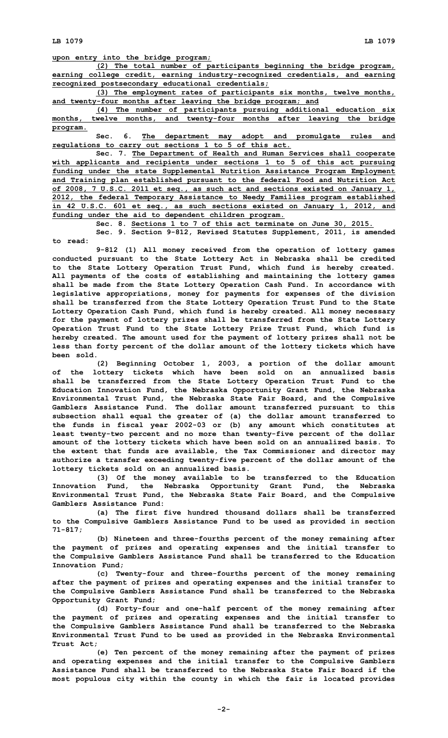upon entry into the bridge program;

(2) The total number of participants beginning the bridge program, earning college credit, earning industry-recognized credentials, and earning recognized postsecondary educational credentials;

(3) The employment rates of participants six months, twelve months, and twenty-four months after leaving the bridge program; and

(4) The number of participants pursuing additional education six months, twelve months, and twenty-four months after leaving the bridge program.

Sec. 6. The department may adopt and promulgate rules and regulations to carry out sections 1 to 5 of this act.

Sec. 7. The Department of Health and Human Services shall cooperate with applicants and recipients under sections 1 to 5 of this act pursuing funding under the state Supplemental Nutrition Assistance Program Employment and Training plan established pursuant to the federal Food and Nutrition Act of 2008, 7 U.S.C. 2011 et seq., as such act and sections existed on January 1, 2012, the federal Temporary Assistance to Needy Families program established in 42 U.S.C. 601 et seq., as such sections existed on January 1, 2012, and funding under the aid to dependent children program.

Sec. 8. Sections 1 to 7 of this act terminate on June 30, 2015.

Sec. 9. Section 9-812, Revised Statutes Supplement, 2011, is amended to read:

9-812 (1) All money received from the operation of lottery games conducted pursuant to the State Lottery Act in Nebraska shall be credited to the State Lottery Operation Trust Fund, which fund is hereby created. All payments of the costs of establishing and maintaining the lottery games shall be made from the State Lottery Operation Cash Fund. In accordance with legislative appropriations, money for payments for expenses of the division shall be transferred from the State Lottery Operation Trust Fund to the State Lottery Operation Cash Fund, which fund is hereby created. All money necessary for the payment of lottery prizes shall be transferred from the State Lottery Operation Trust Fund to the State Lottery Prize Trust Fund, which fund is hereby created. The amount used for the payment of lottery prizes shall not be less than forty percent of the dollar amount of the lottery tickets which have been sold.

(2) Beginning October 1, 2003, a portion of the dollar amount of the lottery tickets which have been sold on an annualized basis shall be transferred from the State Lottery Operation Trust Fund to the Education Innovation Fund, the Nebraska Opportunity Grant Fund, the Nebraska Environmental Trust Fund, the Nebraska State Fair Board, and the Compulsive Gamblers Assistance Fund. The dollar amount transferred pursuant to this subsection shall equal the greater of (a) the dollar amount transferred to the funds in fiscal year 2002-03 or (b) any amount which constitutes at least twenty-two percent and no more than twenty-five percent of the dollar amount of the lottery tickets which have been sold on an annualized basis. To the extent that funds are available, the Tax Commissioner and director may authorize a transfer exceeding twenty-five percent of the dollar amount of the lottery tickets sold on an annualized basis.

(3) Of the money available to be transferred to the Education Innovation Fund, the Nebraska Opportunity Grant Fund, the Nebraska Environmental Trust Fund, the Nebraska State Fair Board, and the Compulsive Gamblers Assistance Fund:

(a) The first five hundred thousand dollars shall be transferred to the Compulsive Gamblers Assistance Fund to be used as provided in section 71-817;

(b) Nineteen and three-fourths percent of the money remaining after the payment of prizes and operating expenses and the initial transfer to the Compulsive Gamblers Assistance Fund shall be transferred to the Education Innovation Fund;

(c) Twenty-four and three-fourths percent of the money remaining after the payment of prizes and operating expenses and the initial transfer to the Compulsive Gamblers Assistance Fund shall be transferred to the Nebraska Opportunity Grant Fund;

(d) Forty-four and one-half percent of the money remaining after the payment of prizes and operating expenses and the initial transfer to the Compulsive Gamblers Assistance Fund shall be transferred to the Nebraska Environmental Trust Fund to be used as provided in the Nebraska Environmental Trust Act;

(e) Ten percent of the money remaining after the payment of prizes and operating expenses and the initial transfer to the Compulsive Gamblers Assistance Fund shall be transferred to the Nebraska State Fair Board if the most populous city within the county in which the fair is located provides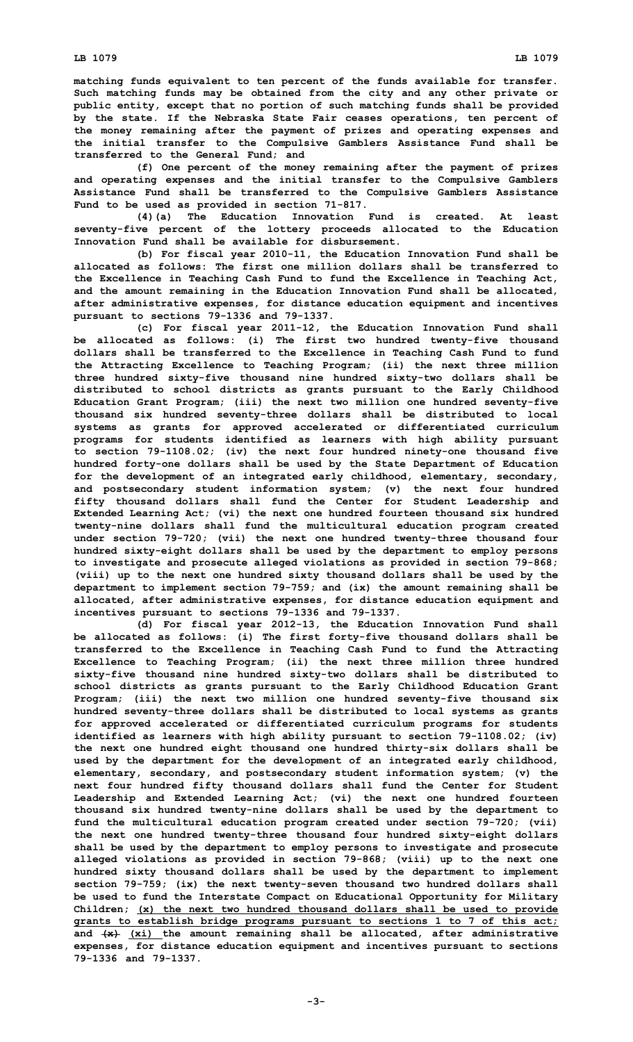**matching funds equivalent to ten percent of the funds available for transfer. Such matching funds may be obtained from the city and any other private or public entity, except that no portion of such matching funds shall be provided by the state. If the Nebraska State Fair ceases operations, ten percent of the money remaining after the payment of prizes and operating expenses and the initial transfer to the Compulsive Gamblers Assistance Fund shall be transferred to the General Fund; and**

**(f) One percent of the money remaining after the payment of prizes and operating expenses and the initial transfer to the Compulsive Gamblers Assistance Fund shall be transferred to the Compulsive Gamblers Assistance Fund to be used as provided in section 71-817.**

**(4)(a) The Education Innovation Fund is created. At least seventy-five percent of the lottery proceeds allocated to the Education Innovation Fund shall be available for disbursement.**

**(b) For fiscal year 2010-11, the Education Innovation Fund shall be allocated as follows: The first one million dollars shall be transferred to the Excellence in Teaching Cash Fund to fund the Excellence in Teaching Act, and the amount remaining in the Education Innovation Fund shall be allocated, after administrative expenses, for distance education equipment and incentives pursuant to sections 79-1336 and 79-1337.**

**(c) For fiscal year 2011-12, the Education Innovation Fund shall be allocated as follows: (i) The first two hundred twenty-five thousand dollars shall be transferred to the Excellence in Teaching Cash Fund to fund the Attracting Excellence to Teaching Program; (ii) the next three million three hundred sixty-five thousand nine hundred sixty-two dollars shall be distributed to school districts as grants pursuant to the Early Childhood Education Grant Program; (iii) the next two million one hundred seventy-five thousand six hundred seventy-three dollars shall be distributed to local systems as grants for approved accelerated or differentiated curriculum programs for students identified as learners with high ability pursuant to section 79-1108.02; (iv) the next four hundred ninety-one thousand five hundred forty-one dollars shall be used by the State Department of Education for the development of an integrated early childhood, elementary, secondary, and postsecondary student information system; (v) the next four hundred fifty thousand dollars shall fund the Center for Student Leadership and Extended Learning Act; (vi) the next one hundred fourteen thousand six hundred twenty-nine dollars shall fund the multicultural education program created under section 79-720; (vii) the next one hundred twenty-three thousand four hundred sixty-eight dollars shall be used by the department to employ persons to investigate and prosecute alleged violations as provided in section 79-868; (viii) up to the next one hundred sixty thousand dollars shall be used by the department to implement section 79-759; and (ix) the amount remaining shall be allocated, after administrative expenses, for distance education equipment and incentives pursuant to sections 79-1336 and 79-1337.**

**(d) For fiscal year 2012-13, the Education Innovation Fund shall be allocated as follows: (i) The first forty-five thousand dollars shall be transferred to the Excellence in Teaching Cash Fund to fund the Attracting Excellence to Teaching Program; (ii) the next three million three hundred sixty-five thousand nine hundred sixty-two dollars shall be distributed to school districts as grants pursuant to the Early Childhood Education Grant Program; (iii) the next two million one hundred seventy-five thousand six hundred seventy-three dollars shall be distributed to local systems as grants for approved accelerated or differentiated curriculum programs for students identified as learners with high ability pursuant to section 79-1108.02; (iv) the next one hundred eight thousand one hundred thirty-six dollars shall be used by the department for the development of an integrated early childhood, elementary, secondary, and postsecondary student information system; (v) the next four hundred fifty thousand dollars shall fund the Center for Student Leadership and Extended Learning Act; (vi) the next one hundred fourteen thousand six hundred twenty-nine dollars shall be used by the department to fund the multicultural education program created under section 79-720; (vii) the next one hundred twenty-three thousand four hundred sixty-eight dollars shall be used by the department to employ persons to investigate and prosecute alleged violations as provided in section 79-868; (viii) up to the next one hundred sixty thousand dollars shall be used by the department to implement section 79-759; (ix) the next twenty-seven thousand two hundred dollars shall be used to fund the Interstate Compact on Educational Opportunity for Military Children; <u>(x) the next two hundred thousand dollars shall be used to provide grants to establish bridge programs pursuant to sections 1 to 7 of this act;</u> and ~~(x)~~ <u>(xi)</u> the amount remaining shall be allocated, after administrative expenses, for distance education equipment and incentives pursuant to sections 79-1336 and 79-1337.**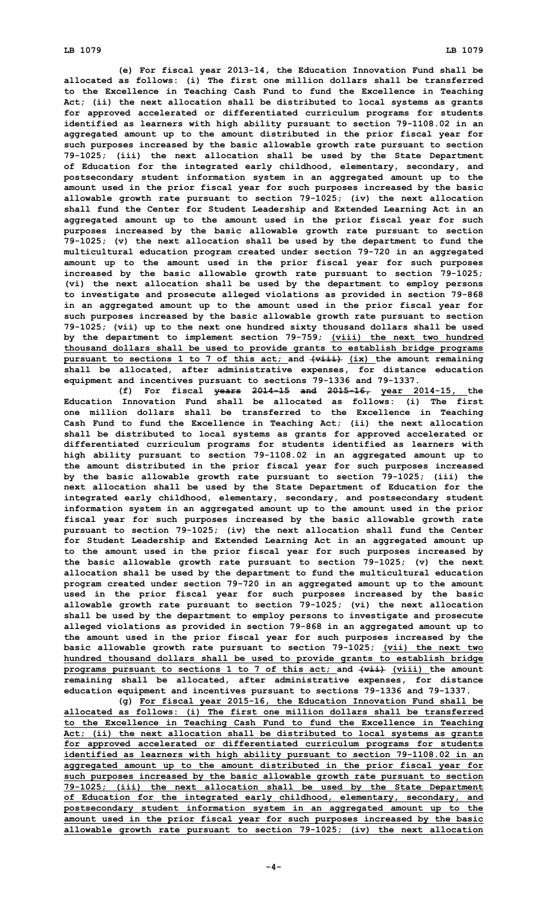(e) For fiscal year 2013-14, the Education Innovation Fund shall be allocated as follows: (i) The first one million dollars shall be transferred to the Excellence in Teaching Cash Fund to fund the Excellence in Teaching Act; (ii) the next allocation shall be distributed to local systems as grants for approved accelerated or differentiated curriculum programs for students identified as learners with high ability pursuant to section 79-1108.02 in an aggregated amount up to the amount distributed in the prior fiscal year for such purposes increased by the basic allowable growth rate pursuant to section 79-1025; (iii) the next allocation shall be used by the State Department of Education for the integrated early childhood, elementary, secondary, and postsecondary student information system in an aggregated amount up to the amount used in the prior fiscal year for such purposes increased by the basic allowable growth rate pursuant to section 79-1025; (iv) the next allocation shall fund the Center for Student Leadership and Extended Learning Act in an aggregated amount up to the amount used in the prior fiscal year for such purposes increased by the basic allowable growth rate pursuant to section 79-1025; (v) the next allocation shall be used by the department to fund the multicultural education program created under section 79-720 in an aggregated amount up to the amount used in the prior fiscal year for such purposes increased by the basic allowable growth rate pursuant to section 79-1025; (vi) the next allocation shall be used by the department to employ persons to investigate and prosecute alleged violations as provided in section 79-868 in an aggregated amount up to the amount used in the prior fiscal year for such purposes increased by the basic allowable growth rate pursuant to section 79-1025; (vii) up to the next one hundred sixty thousand dollars shall be used by the department to implement section 79-759; <u>(viii) the next two hundred thousand dollars shall be used to provide grants to establish bridge programs pursuant to sections 1 to 7 of this act;</u> and ~~(viii)~~ <u>(ix)</u> the amount remaining shall be allocated, after administrative expenses, for distance education equipment and incentives pursuant to sections 79-1336 and 79-1337.

(f) For fiscal ~~years 2014-15 and 2015-16,~~ <u>year 2014-15,</u> the Education Innovation Fund shall be allocated as follows: (i) The first one million dollars shall be transferred to the Excellence in Teaching Cash Fund to fund the Excellence in Teaching Act; (ii) the next allocation shall be distributed to local systems as grants for approved accelerated or differentiated curriculum programs for students identified as learners with high ability pursuant to section 79-1108.02 in an aggregated amount up to the amount distributed in the prior fiscal year for such purposes increased by the basic allowable growth rate pursuant to section 79-1025; (iii) the next allocation shall be used by the State Department of Education for the integrated early childhood, elementary, secondary, and postsecondary student information system in an aggregated amount up to the amount used in the prior fiscal year for such purposes increased by the basic allowable growth rate pursuant to section 79-1025; (iv) the next allocation shall fund the Center for Student Leadership and Extended Learning Act in an aggregated amount up to the amount used in the prior fiscal year for such purposes increased by the basic allowable growth rate pursuant to section 79-1025; (v) the next allocation shall be used by the department to fund the multicultural education program created under section 79-720 in an aggregated amount up to the amount used in the prior fiscal year for such purposes increased by the basic allowable growth rate pursuant to section 79-1025; (vi) the next allocation shall be used by the department to employ persons to investigate and prosecute alleged violations as provided in section 79-868 in an aggregated amount up to the amount used in the prior fiscal year for such purposes increased by the basic allowable growth rate pursuant to section 79-1025; <u>(vii) the next two hundred thousand dollars shall be used to provide grants to establish bridge programs pursuant to sections 1 to 7 of this act;</u> and ~~(vii)~~ <u>(viii)</u> the amount remaining shall be allocated, after administrative expenses, for distance education equipment and incentives pursuant to sections 79-1336 and 79-1337.

(g) <u>For fiscal year 2015-16, the Education Innovation Fund shall be allocated as follows: (i) The first one million dollars shall be transferred to the Excellence in Teaching Cash Fund to fund the Excellence in Teaching Act; (ii) the next allocation shall be distributed to local systems as grants for approved accelerated or differentiated curriculum programs for students identified as learners with high ability pursuant to section 79-1108.02 in an aggregated amount up to the amount distributed in the prior fiscal year for such purposes increased by the basic allowable growth rate pursuant to section 79-1025; (iii) the next allocation shall be used by the State Department of Education for the integrated early childhood, elementary, secondary, and postsecondary student information system in an aggregated amount up to the amount used in the prior fiscal year for such purposes increased by the basic allowable growth rate pursuant to section 79-1025; (iv) the next allocation</u>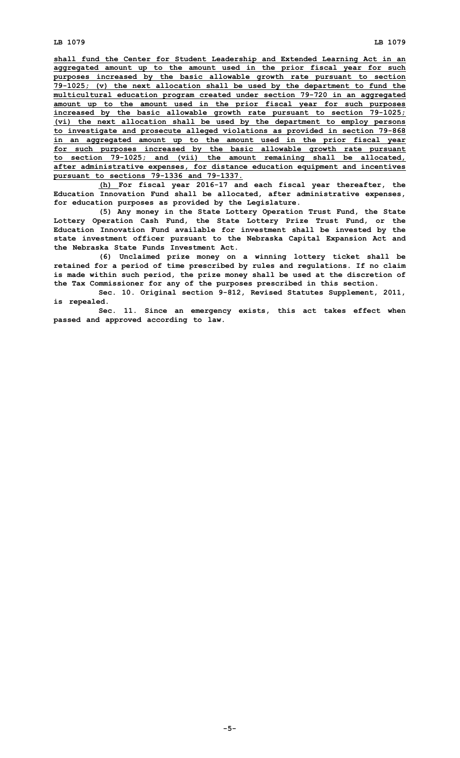shall fund the Center for Student Leadership and Extended Learning Act in an aggregated amount up to the amount used in the prior fiscal year for such purposes increased by the basic allowable growth rate pursuant to section 79-1025; (v) the next allocation shall be used by the department to fund the multicultural education program created under section 79-720 in an aggregated amount up to the amount used in the prior fiscal year for such purposes increased by the basic allowable growth rate pursuant to section 79-1025; (vi) the next allocation shall be used by the department to employ persons to investigate and prosecute alleged violations as provided in section 79-868 in an aggregated amount up to the amount used in the prior fiscal year for such purposes increased by the basic allowable growth rate pursuant to section 79-1025; and (vii) the amount remaining shall be allocated, after administrative expenses, for distance education equipment and incentives pursuant to sections 79-1336 and 79-1337.

(h) For fiscal year 2016-17 and each fiscal year thereafter, the Education Innovation Fund shall be allocated, after administrative expenses, for education purposes as provided by the Legislature.

(5) Any money in the State Lottery Operation Trust Fund, the State Lottery Operation Cash Fund, the State Lottery Prize Trust Fund, or the Education Innovation Fund available for investment shall be invested by the state investment officer pursuant to the Nebraska Capital Expansion Act and the Nebraska State Funds Investment Act.

(6) Unclaimed prize money on a winning lottery ticket shall be retained for a period of time prescribed by rules and regulations. If no claim is made within such period, the prize money shall be used at the discretion of the Tax Commissioner for any of the purposes prescribed in this section.

Sec. 10. Original section 9-812, Revised Statutes Supplement, 2011, is repealed.

Sec. 11. Since an emergency exists, this act takes effect when passed and approved according to law.